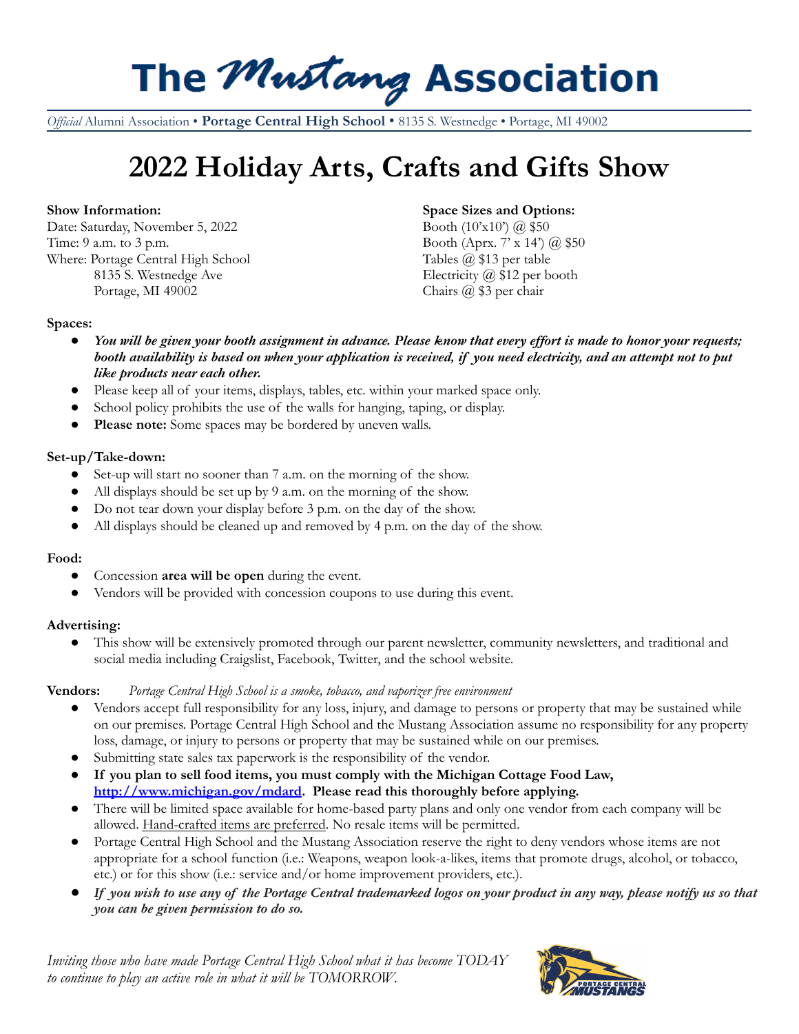# The Mustang Association

*Official* Alumni Association • **Portage Central High School** • 8135 S. Westnedge • Portage, MI 49002

# 2022 Holiday Arts, Crafts and Gifts Show

**Show Information:**
Date: Saturday, November 5, 2022
Time: 9 a.m. to 3 p.m.
Where: Portage Central High School
8135 S. Westnedge Ave
Portage, MI 49002

**Space Sizes and Options:**
Booth (10'x10') @ $50
Booth (Aprx. 7' x 14') @ $50
Tables @ $13 per table
Electricity @ $12 per booth
Chairs @ $3 per chair

**Spaces:**

- ***You will be given your booth assignment in advance. Please know that every effort is made to honor your requests; booth availability is based on when your application is received, if you need electricity, and an attempt not to put like products near each other.***
- Please keep all of your items, displays, tables, etc. within your marked space only.
- School policy prohibits the use of the walls for hanging, taping, or display.
- **Please note:** Some spaces may be bordered by uneven walls.

**Set-up/Take-down:**

- Set-up will start no sooner than 7 a.m. on the morning of the show.
- All displays should be set up by 9 a.m. on the morning of the show.
- Do not tear down your display before 3 p.m. on the day of the show.
- All displays should be cleaned up and removed by 4 p.m. on the day of the show.

**Food:**

- Concession **area will be open** during the event.
- Vendors will be provided with concession coupons to use during this event.

**Advertising:**

- This show will be extensively promoted through our parent newsletter, community newsletters, and traditional and social media including Craigslist, Facebook, Twitter, and the school website.

**Vendors:** *Portage Central High School is a smoke, tobacco, and vaporizer free environment*

- Vendors accept full responsibility for any loss, injury, and damage to persons or property that may be sustained while on our premises. Portage Central High School and the Mustang Association assume no responsibility for any property loss, damage, or injury to persons or property that may be sustained while on our premises.
- Submitting state sales tax paperwork is the responsibility of the vendor.
- **If you plan to sell food items, you must comply with the Michigan Cottage Food Law, [http://www.michigan.gov/mdard](http://www.michigan.gov/mdard). Please read this thoroughly before applying.**
- There will be limited space available for home-based party plans and only one vendor from each company will be allowed. Hand-crafted items are preferred. No resale items will be permitted.
- Portage Central High School and the Mustang Association reserve the right to deny vendors whose items are not appropriate for a school function (i.e.: Weapons, weapon look-a-likes, items that promote drugs, alcohol, or tobacco, etc.) or for this show (i.e.: service and/or home improvement providers, etc.).
- ***If you wish to use any of the Portage Central trademarked logos on your product in any way, please notify us so that you can be given permission to do so.***

*Inviting those who have made Portage Central High School what it has become TODAY to continue to play an active role in what it will be TOMORROW.*

PORTAGE CENTRAL MUSTANGS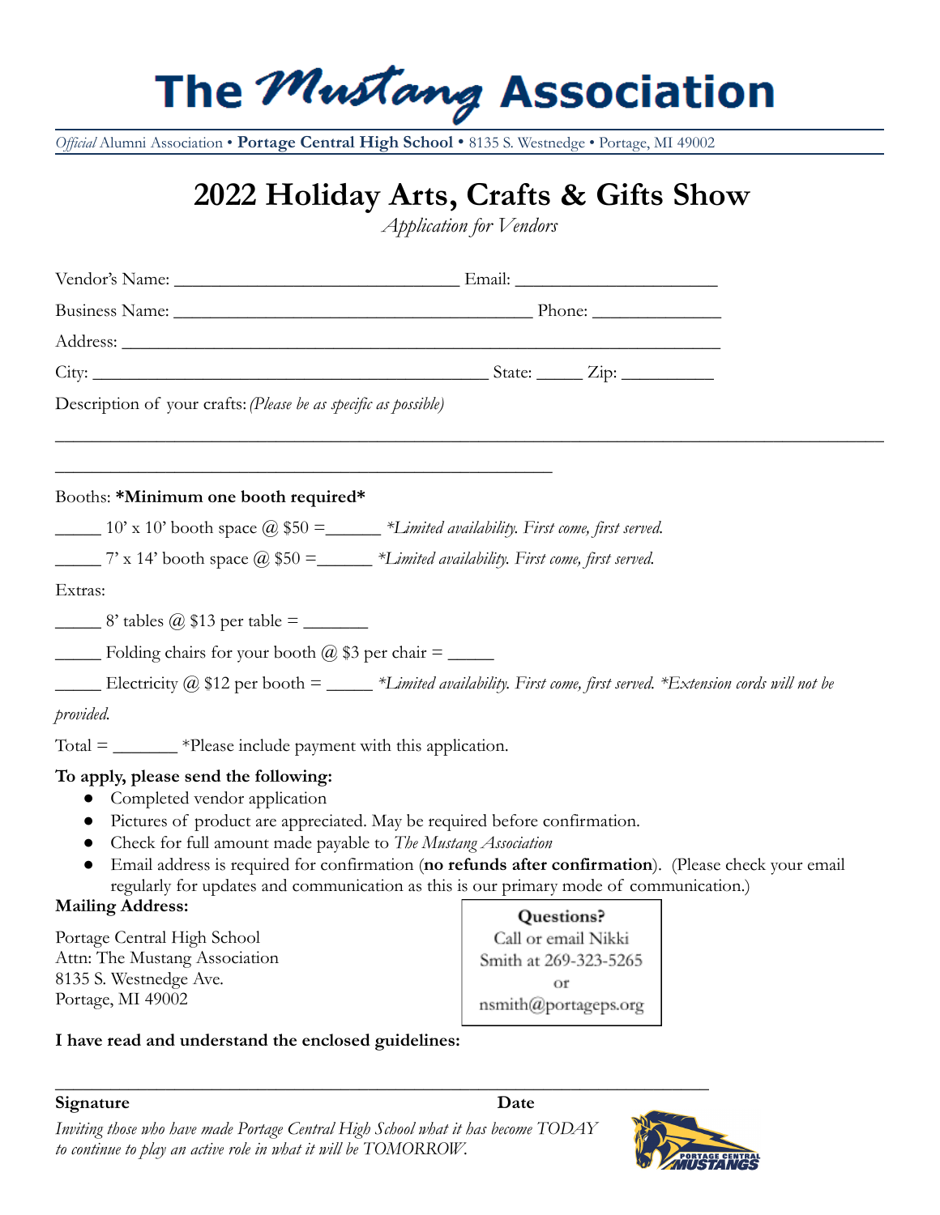# The Mustang Association

*Official* Alumni Association • **Portage Central High School** • 8135 S. Westnedge • Portage, MI 49002

## 2022 Holiday Arts, Crafts & Gifts Show

*Application for Vendors*

Vendor's Name: _______________________________ Email: _____________________

Business Name: _______________________________________ Phone: _____________

Address: _________________________________________________________________

City: ___________________________________________ State: _____ Zip: __________

Description of your crafts: *(Please be as specific as possible)*

__________________________________________________________________________________________

________________________________________________________

Booths: ***Minimum one booth required***

_____ 10' x 10' booth space @ $50 =______ *\*Limited availability. First come, first served.*

_____ 7' x 14' booth space @ $50 =______ *\*Limited availability. First come, first served.*

Extras:

_____ 8' tables @ $13 per table = _______

_____ Folding chairs for your booth @ $3 per chair = _____

_____ Electricity @ $12 per booth = _____ *\*Limited availability. First come, first served. \*Extension cords will not be provided.*

Total = _______ *Please include payment with this application.

**To apply, please send the following:**

- Completed vendor application
- Pictures of product are appreciated. May be required before confirmation.
- Check for full amount made payable to *The Mustang Association*
- Email address is required for confirmation (**no refunds after confirmation**). (Please check your email regularly for updates and communication as this is our primary mode of communication.)

**Mailing Address:**

Portage Central High School
Attn: The Mustang Association
8135 S. Westnedge Ave.
Portage, MI 49002

**Questions?**
Call or email Nikki Smith at 269-323-5265
or
nsmith@portageps.org

**I have read and understand the enclosed guidelines:**

__________________________________________________________________________

**Signature** **Date**

*Inviting those who have made Portage Central High School what it has become TODAY to continue to play an active role in what it will be TOMORROW.*